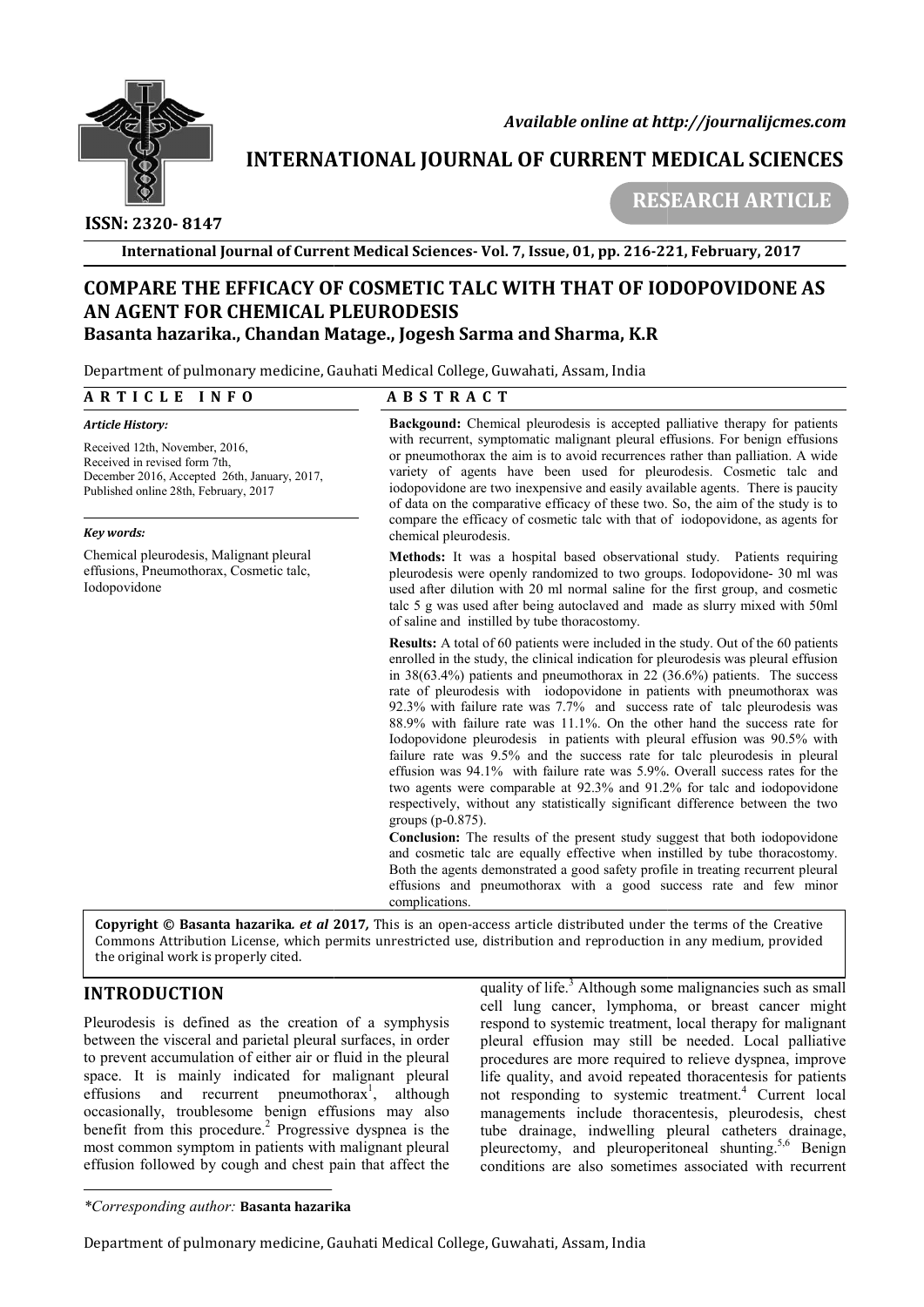*Available online at http://journalijcmes.com*

# INTERNATIONAL JOURNAL OF CURRENT MEDICAL SCIENCES

**RESEARCH ARTICLE**

**ISSN: 2320- 8147**

**International Journal of Current Medical Sciences- Vol. 7, Issue, 01, pp. 216-221, February, 2017**

# COMPARE THE EFFICACY OF COSMETIC TALC WITH THAT OF IODOPOVIDONE AS AN AGENT FOR CHEMICAL PLEURODESIS

**Basanta hazarika., Chandan Matage., Jogesh Sarma and Sharma, K.R**

Department of pulmonary medicine, Gauhati Medical College, Guwahati, Assam, India

## ARTICLE INFO

***Article History:***

Received 12th, November, 2016, Received in revised form 7th, December 2016, Accepted 26th, January, 2017, Published online 28th, February, 2017

***Key words:***

Chemical pleurodesis, Malignant pleural effusions, Pneumothorax, Cosmetic talc, Iodopovidone

## ABSTRACT

**Backgound:** Chemical pleurodesis is accepted palliative therapy for patients with recurrent, symptomatic malignant pleural effusions. For benign effusions or pneumothorax the aim is to avoid recurrences rather than palliation. A wide variety of agents have been used for pleurodesis. Cosmetic talc and iodopovidone are two inexpensive and easily available agents. There is paucity of data on the comparative efficacy of these two. So, the aim of the study is to compare the efficacy of cosmetic talc with that of iodopovidone, as agents for chemical pleurodesis.

**Methods:** It was a hospital based observational study. Patients requiring pleurodesis were openly randomized to two groups. Iodopovidone- 30 ml was used after dilution with 20 ml normal saline for the first group, and cosmetic talc 5 g was used after being autoclaved and made as slurry mixed with 50ml of saline and instilled by tube thoracostomy.

**Results:** A total of 60 patients were included in the study. Out of the 60 patients enrolled in the study, the clinical indication for pleurodesis was pleural effusion in 38(63.4%) patients and pneumothorax in 22 (36.6%) patients. The success rate of pleurodesis with iodopovidone in patients with pneumothorax was 92.3% with failure rate was 7.7% and success rate of talc pleurodesis was 88.9% with failure rate was 11.1%. On the other hand the success rate for Iodopovidone pleurodesis in patients with pleural effusion was 90.5% with failure rate was 9.5% and the success rate for talc pleurodesis in pleural effusion was 94.1% with failure rate was 5.9%. Overall success rates for the two agents were comparable at 92.3% and 91.2% for talc and iodopovidone respectively, without any statistically significant difference between the two groups (p-0.875).

**Conclusion:** The results of the present study suggest that both iodopovidone and cosmetic talc are equally effective when instilled by tube thoracostomy. Both the agents demonstrated a good safety profile in treating recurrent pleural effusions and pneumothorax with a good success rate and few minor complications.

**Copyright © Basanta hazarika. *et al* 2017,** This is an open-access article distributed under the terms of the Creative Commons Attribution License, which permits unrestricted use, distribution and reproduction in any medium, provided the original work is properly cited.

## INTRODUCTION

Pleurodesis is defined as the creation of a symphysis between the visceral and parietal pleural surfaces, in order to prevent accumulation of either air or fluid in the pleural space. It is mainly indicated for malignant pleural effusions and recurrent pneumothorax[1], although occasionally, troublesome benign effusions may also benefit from this procedure.[2] Progressive dyspnea is the most common symptom in patients with malignant pleural effusion followed by cough and chest pain that affect the quality of life.[3] Although some malignancies such as small cell lung cancer, lymphoma, or breast cancer might respond to systemic treatment, local therapy for malignant pleural effusion may still be needed. Local palliative procedures are more required to relieve dyspnea, improve life quality, and avoid repeated thoracentesis for patients not responding to systemic treatment.[4] Current local managements include thoracentesis, pleurodesis, chest tube drainage, indwelling pleural catheters drainage, pleurectomy, and pleuroperitoneal shunting.[5,6] Benign conditions are also sometimes associated with recurrent

*\*Corresponding author:* **Basanta hazarika**

Department of pulmonary medicine, Gauhati Medical College, Guwahati, Assam, India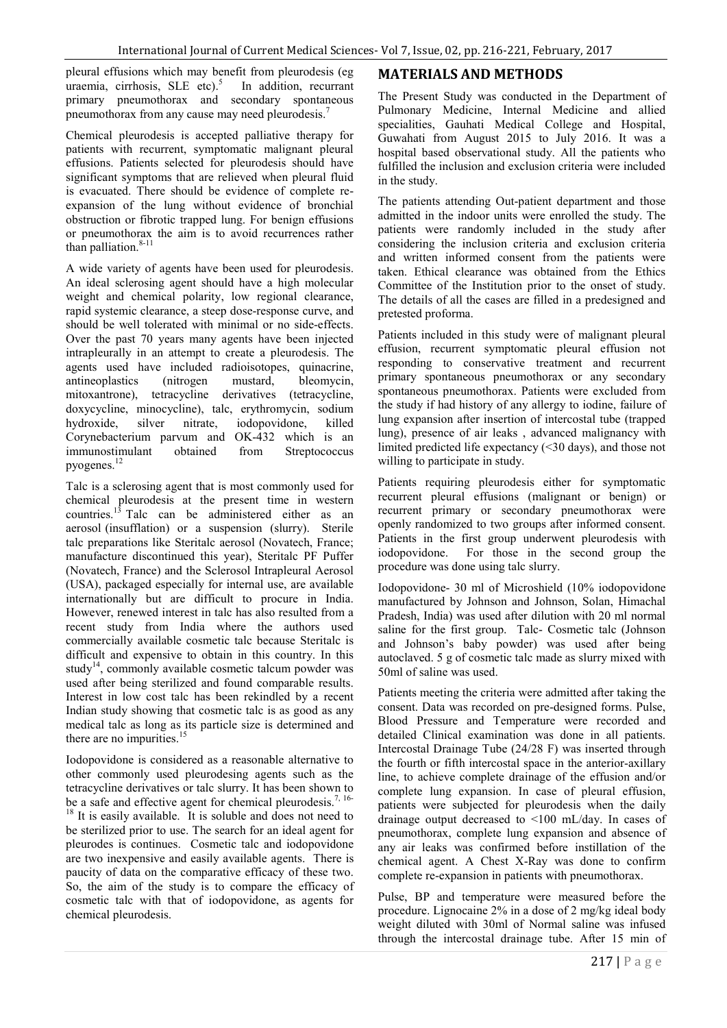pleural effusions which may benefit from pleurodesis (eg uraemia, cirrhosis, SLE etc).[5] In addition, recurrant primary pneumothorax and secondary spontaneous pneumothorax from any cause may need pleurodesis.[7]

Chemical pleurodesis is accepted palliative therapy for patients with recurrent, symptomatic malignant pleural effusions. Patients selected for pleurodesis should have significant symptoms that are relieved when pleural fluid is evacuated. There should be evidence of complete re-expansion of the lung without evidence of bronchial obstruction or fibrotic trapped lung. For benign effusions or pneumothorax the aim is to avoid recurrences rather than palliation.[8-11]

A wide variety of agents have been used for pleurodesis. An ideal sclerosing agent should have a high molecular weight and chemical polarity, low regional clearance, rapid systemic clearance, a steep dose-response curve, and should be well tolerated with minimal or no side-effects. Over the past 70 years many agents have been injected intrapleurally in an attempt to create a pleurodesis. The agents used have included radioisotopes, quinacrine, antineoplastics (nitrogen mustard, bleomycin, mitoxantrone), tetracycline derivatives (tetracycline, doxycycline, minocycline), talc, erythromycin, sodium hydroxide, silver nitrate, iodopovidone, killed Corynebacterium parvum and OK-432 which is an immunostimulant obtained from Streptococcus pyogenes.[12]

Talc is a sclerosing agent that is most commonly used for chemical pleurodesis at the present time in western countries.[13] Talc can be administered either as an aerosol (insufflation) or a suspension (slurry). Sterile talc preparations like Steritalc aerosol (Novatech, France; manufacture discontinued this year), Steritalc PF Puffer (Novatech, France) and the Sclerosol Intrapleural Aerosol (USA), packaged especially for internal use, are available internationally but are difficult to procure in India. However, renewed interest in talc has also resulted from a recent study from India where the authors used commercially available cosmetic talc because Steritalc is difficult and expensive to obtain in this country. In this study[14], commonly available cosmetic talcum powder was used after being sterilized and found comparable results. Interest in low cost talc has been rekindled by a recent Indian study showing that cosmetic talc is as good as any medical talc as long as its particle size is determined and there are no impurities.[15]

Iodopovidone is considered as a reasonable alternative to other commonly used pleurodesing agents such as the tetracycline derivatives or talc slurry. It has been shown to be a safe and effective agent for chemical pleurodesis.[7, 16-18] It is easily available. It is soluble and does not need to be sterilized prior to use. The search for an ideal agent for pleurodes is continues. Cosmetic talc and iodopovidone are two inexpensive and easily available agents. There is paucity of data on the comparative efficacy of these two. So, the aim of the study is to compare the efficacy of cosmetic talc with that of iodopovidone, as agents for chemical pleurodesis.

## MATERIALS AND METHODS

The Present Study was conducted in the Department of Pulmonary Medicine, Internal Medicine and allied specialities, Gauhati Medical College and Hospital, Guwahati from August 2015 to July 2016. It was a hospital based observational study. All the patients who fulfilled the inclusion and exclusion criteria were included in the study.

The patients attending Out-patient department and those admitted in the indoor units were enrolled the study. The patients were randomly included in the study after considering the inclusion criteria and exclusion criteria and written informed consent from the patients were taken. Ethical clearance was obtained from the Ethics Committee of the Institution prior to the onset of study. The details of all the cases are filled in a predesigned and pretested proforma.

Patients included in this study were of malignant pleural effusion, recurrent symptomatic pleural effusion not responding to conservative treatment and recurrent primary spontaneous pneumothorax or any secondary spontaneous pneumothorax. Patients were excluded from the study if had history of any allergy to iodine, failure of lung expansion after insertion of intercostal tube (trapped lung), presence of air leaks , advanced malignancy with limited predicted life expectancy (<30 days), and those not willing to participate in study.

Patients requiring pleurodesis either for symptomatic recurrent pleural effusions (malignant or benign) or recurrent primary or secondary pneumothorax were openly randomized to two groups after informed consent. Patients in the first group underwent pleurodesis with iodopovidone. For those in the second group the procedure was done using talc slurry.

Iodopovidone- 30 ml of Microshield (10% iodopovidone manufactured by Johnson and Johnson, Solan, Himachal Pradesh, India) was used after dilution with 20 ml normal saline for the first group. Talc- Cosmetic talc (Johnson and Johnson's baby powder) was used after being autoclaved. 5 g of cosmetic talc made as slurry mixed with 50ml of saline was used.

Patients meeting the criteria were admitted after taking the consent. Data was recorded on pre-designed forms. Pulse, Blood Pressure and Temperature were recorded and detailed Clinical examination was done in all patients. Intercostal Drainage Tube (24/28 F) was inserted through the fourth or fifth intercostal space in the anterior-axillary line, to achieve complete drainage of the effusion and/or complete lung expansion. In case of pleural effusion, patients were subjected for pleurodesis when the daily drainage output decreased to <100 mL/day. In cases of pneumothorax, complete lung expansion and absence of any air leaks was confirmed before instillation of the chemical agent. A Chest X-Ray was done to confirm complete re-expansion in patients with pneumothorax.

Pulse, BP and temperature were measured before the procedure. Lignocaine 2% in a dose of 2 mg/kg ideal body weight diluted with 30ml of Normal saline was infused through the intercostal drainage tube. After 15 min of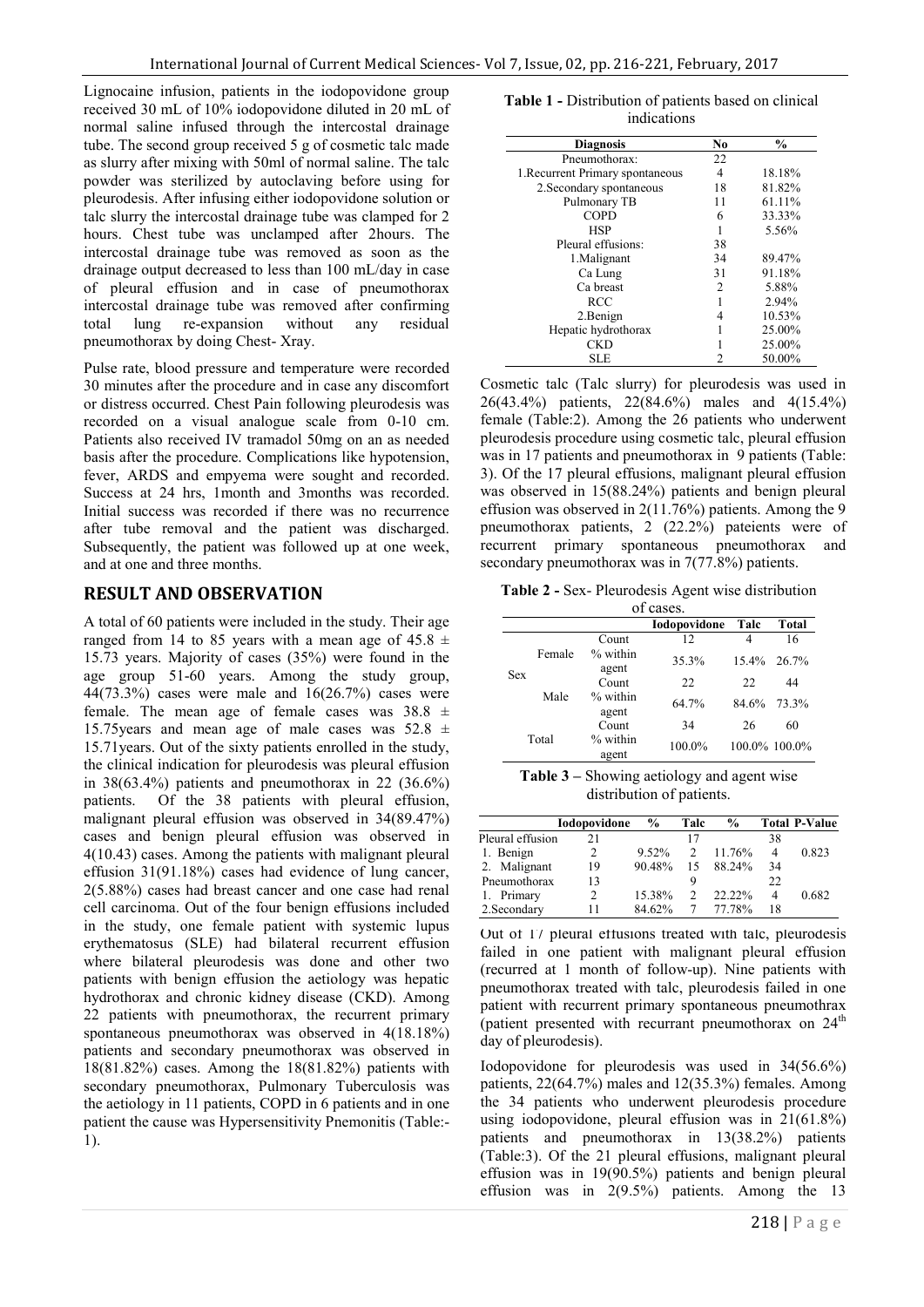Lignocaine infusion, patients in the iodopovidone group received 30 mL of 10% iodopovidone diluted in 20 mL of normal saline infused through the intercostal drainage tube. The second group received 5 g of cosmetic talc made as slurry after mixing with 50ml of normal saline. The talc powder was sterilized by autoclaving before using for pleurodesis. After infusing either iodopovidone solution or talc slurry the intercostal drainage tube was clamped for 2 hours. Chest tube was unclamped after 2hours. The intercostal drainage tube was removed as soon as the drainage output decreased to less than 100 mL/day in case of pleural effusion and in case of pneumothorax intercostal drainage tube was removed after confirming total lung re-expansion without any residual pneumothorax by doing Chest- Xray.

Pulse rate, blood pressure and temperature were recorded 30 minutes after the procedure and in case any discomfort or distress occurred. Chest Pain following pleurodesis was recorded on a visual analogue scale from 0-10 cm. Patients also received IV tramadol 50mg on an as needed basis after the procedure. Complications like hypotension, fever, ARDS and empyema were sought and recorded. Success at 24 hrs, 1month and 3months was recorded. Initial success was recorded if there was no recurrence after tube removal and the patient was discharged. Subsequently, the patient was followed up at one week, and at one and three months.

## RESULT AND OBSERVATION

A total of 60 patients were included in the study. Their age ranged from 14 to 85 years with a mean age of 45.8 ± 15.73 years. Majority of cases (35%) were found in the age group 51-60 years. Among the study group, 44(73.3%) cases were male and 16(26.7%) cases were female. The mean age of female cases was 38.8 ± 15.75years and mean age of male cases was 52.8 ± 15.71years. Out of the sixty patients enrolled in the study, the clinical indication for pleurodesis was pleural effusion in 38(63.4%) patients and pneumothorax in 22 (36.6%) patients. Of the 38 patients with pleural effusion, malignant pleural effusion was observed in 34(89.47%) cases and benign pleural effusion was observed in 4(10.43) cases. Among the patients with malignant pleural effusion 31(91.18%) cases had evidence of lung cancer, 2(5.88%) cases had breast cancer and one case had renal cell carcinoma. Out of the four benign effusions included in the study, one female patient with systemic lupus erythematosus (SLE) had bilateral recurrent effusion where bilateral pleurodesis was done and other two patients with benign effusion the aetiology was hepatic hydrothorax and chronic kidney disease (CKD). Among 22 patients with pneumothorax, the recurrent primary spontaneous pneumothorax was observed in 4(18.18%) patients and secondary pneumothorax was observed in 18(81.82%) cases. Among the 18(81.82%) patients with secondary pneumothorax, Pulmonary Tuberculosis was the aetiology in 11 patients, COPD in 6 patients and in one patient the cause was Hypersensitivity Pnemonitis (Table:-1).

**Table 1 -** Distribution of patients based on clinical indications

| Diagnosis | No | % |
|---|---|---|
| Pneumothorax: | 22 | |
| 1.Recurrent Primary spontaneous | 4 | 18.18% |
| 2.Secondary spontaneous | 18 | 81.82% |
| Pulmonary TB | 11 | 61.11% |
| COPD | 6 | 33.33% |
| HSP | 1 | 5.56% |
| Pleural effusions: | 38 | |
| 1.Malignant | 34 | 89.47% |
| Ca Lung | 31 | 91.18% |
| Ca breast | 2 | 5.88% |
| RCC | 1 | 2.94% |
| 2.Benign | 4 | 10.53% |
| Hepatic hydrothorax | 1 | 25.00% |
| CKD | 1 | 25.00% |
| SLE | 2 | 50.00% |

Cosmetic talc (Talc slurry) for pleurodesis was used in 26(43.4%) patients, 22(84.6%) males and 4(15.4%) female (Table:2). Among the 26 patients who underwent pleurodesis procedure using cosmetic talc, pleural effusion was in 17 patients and pneumothorax in 9 patients (Table: 3). Of the 17 pleural effusions, malignant pleural effusion was observed in 15(88.24%) patients and benign pleural effusion was observed in 2(11.76%) patients. Among the 9 pneumothorax patients, 2 (22.2%) pateients were of recurrent primary spontaneous pneumothorax and secondary pneumothorax was in 7(77.8%) patients.

**Table 2 -** Sex- Pleurodesis Agent wise distribution of cases.

| | | | Iodopovidone | Talc | Total |
|---|---|---|---|---|---|
| Sex | Female | Count | 12 | 4 | 16 |
| | | % within agent | 35.3% | 15.4% | 26.7% |
| | Male | Count | 22 | 22 | 44 |
| | | % within agent | 64.7% | 84.6% | 73.3% |
| | Total | Count | 34 | 26 | 60 |
| | | % within agent | 100.0% | 100.0% | 100.0% |

**Table 3 –** Showing aetiology and agent wise distribution of patients.

| | Iodopovidone | % | Talc | % | Total | P-Value |
|---|---|---|---|---|---|---|
| Pleural effusion | 21 | | 17 | | 38 | |
| 1. Benign | 2 | 9.52% | 2 | 11.76% | 4 | 0.823 |
| 2. Malignant | 19 | 90.48% | 15 | 88.24% | 34 | |
| Pneumothorax | 13 | | 9 | | 22 | |
| 1. Primary | 2 | 15.38% | 2 | 22.22% | 4 | 0.682 |
| 2.Secondary | 11 | 84.62% | 7 | 77.78% | 18 | |

Out of 17 pleural effusions treated with talc, pleurodesis failed in one patient with malignant pleural effusion (recurred at 1 month of follow-up). Nine patients with pneumothorax treated with talc, pleurodesis failed in one patient with recurrent primary spontaneous pneumothorax (patient presented with recurrant pneumothorax on 24th day of pleurodesis).

Iodopovidone for pleurodesis was used in 34(56.6%) patients, 22(64.7%) males and 12(35.3%) females. Among the 34 patients who underwent pleurodesis procedure using iodopovidone, pleural effusion was in 21(61.8%) patients and pneumothorax in 13(38.2%) patients (Table:3). Of the 21 pleural effusions, malignant pleural effusion was in 19(90.5%) patients and benign pleural effusion was in 2(9.5%) patients. Among the 13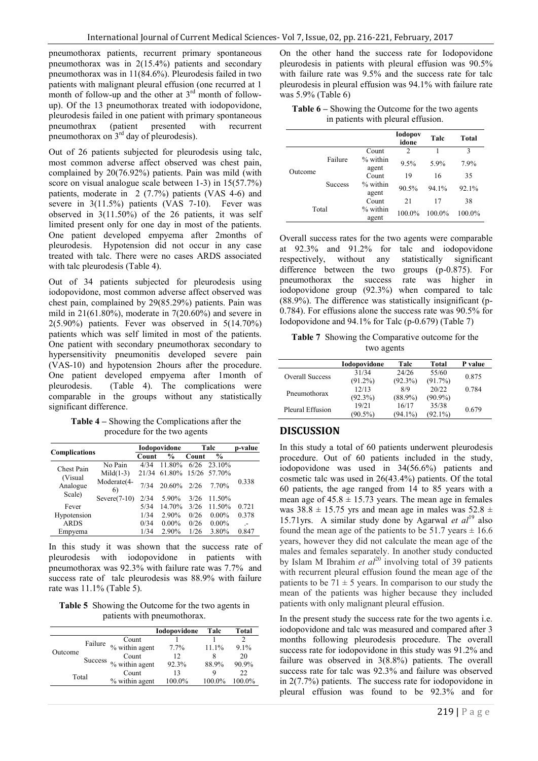pneumothorax patients, recurrent primary spontaneous pneumothorax was in 2(15.4%) patients and secondary pneumothorax was in 11(84.6%). Pleurodesis failed in two patients with malignant pleural effusion (one recurred at 1 month of follow-up and the other at 3rd month of follow-up). Of the 13 pneumothorax treated with iodopovidone, pleurodesis failed in one patient with primary spontaneous pneumothrax (patient presented with recurrent pneumothorax on 3rd day of pleurodesis).

Out of 26 patients subjected for pleurodesis using talc, most common adverse affect observed was chest pain, complained by 20(76.92%) patients. Pain was mild (with score on visual analogue scale between 1-3) in 15(57.7%) patients, moderate in 2 (7.7%) patients (VAS 4-6) and severe in 3(11.5%) patients (VAS 7-10). Fever was observed in 3(11.50%) of the 26 patients, it was self limited present only for one day in most of the patients. One patient developed empyema after 2months of pleurodesis. Hypotension did not occur in any case treated with talc. There were no cases ARDS associated with talc pleurodesis (Table 4).

Out of 34 patients subjected for pleurodesis using iodopovidone, most common adverse affect observed was chest pain, complained by 29(85.29%) patients. Pain was mild in 21(61.80%), moderate in 7(20.60%) and severe in 2(5.90%) patients. Fever was observed in 5(14.70%) patients which was self limited in most of the patients. One patient with secondary pneumothorax secondary to hypersensitivity pneumonitis developed severe pain (VAS-10) and hypotension 2hours after the procedure. One patient developed empyema after 1month of pleurodesis. (Table 4). The complications were comparable in the groups without any statistically significant difference.

**Table 4 –** Showing the Complications after the procedure for the two agents

| Complications | | Iodopovidone | | Talc | | p-value |
|---|---|---|---|---|---|---|
| | | Count | % | Count | % | |
| Chest Pain (Visual Analogue Scale) | No Pain | 4/34 | 11.80% | 6/26 | 23.10% | 0.338 |
| | Mild(1-3) | 21/34 | 61.80% | 15/26 | 57.70% | |
| | Moderate(4-6) | 7/34 | 20.60% | 2/26 | 7.70% | |
| | Severe(7-10) | 2/34 | 5.90% | 3/26 | 11.50% | |
| Fever | | 5/34 | 14.70% | 3/26 | 11.50% | 0.721 |
| Hypotension | | 1/34 | 2.90% | 0/26 | 0.00% | 0.378 |
| ARDS | | 0/34 | 0.00% | 0/26 | 0.00% | .- |
| Empyema | | 1/34 | 2.90% | 1/26 | 3.80% | 0.847 |

In this study it was shown that the success rate of pleurodesis with iodopovidone in patients with pneumothorax was 92.3% with failure rate was 7.7% and success rate of talc pleurodesis was 88.9% with failure rate was 11.1% (Table 5).

**Table 5** Showing the Outcome for the two agents in patients with pneumothorax.

| | | | Iodopovidone | Talc | Total |
|---|---|---|---|---|---|
| Outcome | Failure | Count | 1 | 1 | 2 |
| | | % within agent | 7.7% | 11.1% | 9.1% |
| | Success | Count | 12 | 8 | 20 |
| | | % within agent | 92.3% | 88.9% | 90.9% |
| Total | | Count | 13 | 9 | 22 |
| | | % within agent | 100.0% | 100.0% | 100.0% |

On the other hand the success rate for Iodopovidone pleurodesis in patients with pleural effusion was 90.5% with failure rate was 9.5% and the success rate for talc pleurodesis in pleural effusion was 94.1% with failure rate was 5.9% (Table 6)

**Table 6 –** Showing the Outcome for the two agents in patients with pleural effusion.

| | | | Iodopovidone | Talc | Total |
|---|---|---|---|---|---|
| Outcome | Failure | Count | 2 | 1 | 3 |
| | | % within agent | 9.5% | 5.9% | 7.9% |
| | Success | Count | 19 | 16 | 35 |
| | | % within agent | 90.5% | 94.1% | 92.1% |
| Total | | Count | 21 | 17 | 38 |
| | | % within agent | 100.0% | 100.0% | 100.0% |

Overall success rates for the two agents were comparable at 92.3% and 91.2% for talc and iodopovidone respectively, without any statistically significant difference between the two groups (p-0.875). For pneumothorax the success rate was higher in iodopovidone group (92.3%) when compared to talc (88.9%). The difference was statistically insignificant (p-0.784). For effusions alone the success rate was 90.5% for Iodopovidone and 94.1% for Talc (p-0.679) (Table 7)

**Table 7** Showing the Comparative outcome for the two agents

| | Iodopovidone | Talc | Total | P value |
|---|---|---|---|---|
| Overall Success | 31/34 (91.2%) | 24/26 (92.3%) | 55/60 (91.7%) | 0.875 |
| Pneumothorax | 12/13 (92.3%) | 8/9 (88.9%) | 20/22 (90.9%) | 0.784 |
| Pleural Effusion | 19/21 (90.5%) | 16/17 (94.1%) | 35/38 (92.1%) | 0.679 |

## DISCUSSION

In this study a total of 60 patients underwent pleurodesis procedure. Out of 60 patients included in the study, iodopovidone was used in 34(56.6%) patients and cosmetic talc was used in 26(43.4%) patients. Of the total 60 patients, the age ranged from 14 to 85 years with a mean age of 45.8 ± 15.73 years. The mean age in females was 38.8 ± 15.75 yrs and mean age in males was 52.8 ± 15.71yrs. A similar study done by Agarwal *et al*[19] also found the mean age of the patients to be 51.7 years ± 16.6 years, however they did not calculate the mean age of the males and females separately. In another study conducted by Islam M Ibrahim *et al*[20] involving total of 39 patients with recurrent pleural effusion found the mean age of the patients to be 71 ± 5 years. In comparison to our study the mean of the patients was higher because they included patients with only malignant pleural effusion.

In the present study the success rate for the two agents i.e. iodopovidone and talc was measured and compared after 3 months following pleurodesis procedure. The overall success rate for iodopovidone in this study was 91.2% and failure was observed in 3(8.8%) patients. The overall success rate for talc was 92.3% and failure was observed in 2(7.7%) patients. The success rate for iodopovidone in pleural effusion was found to be 92.3% and for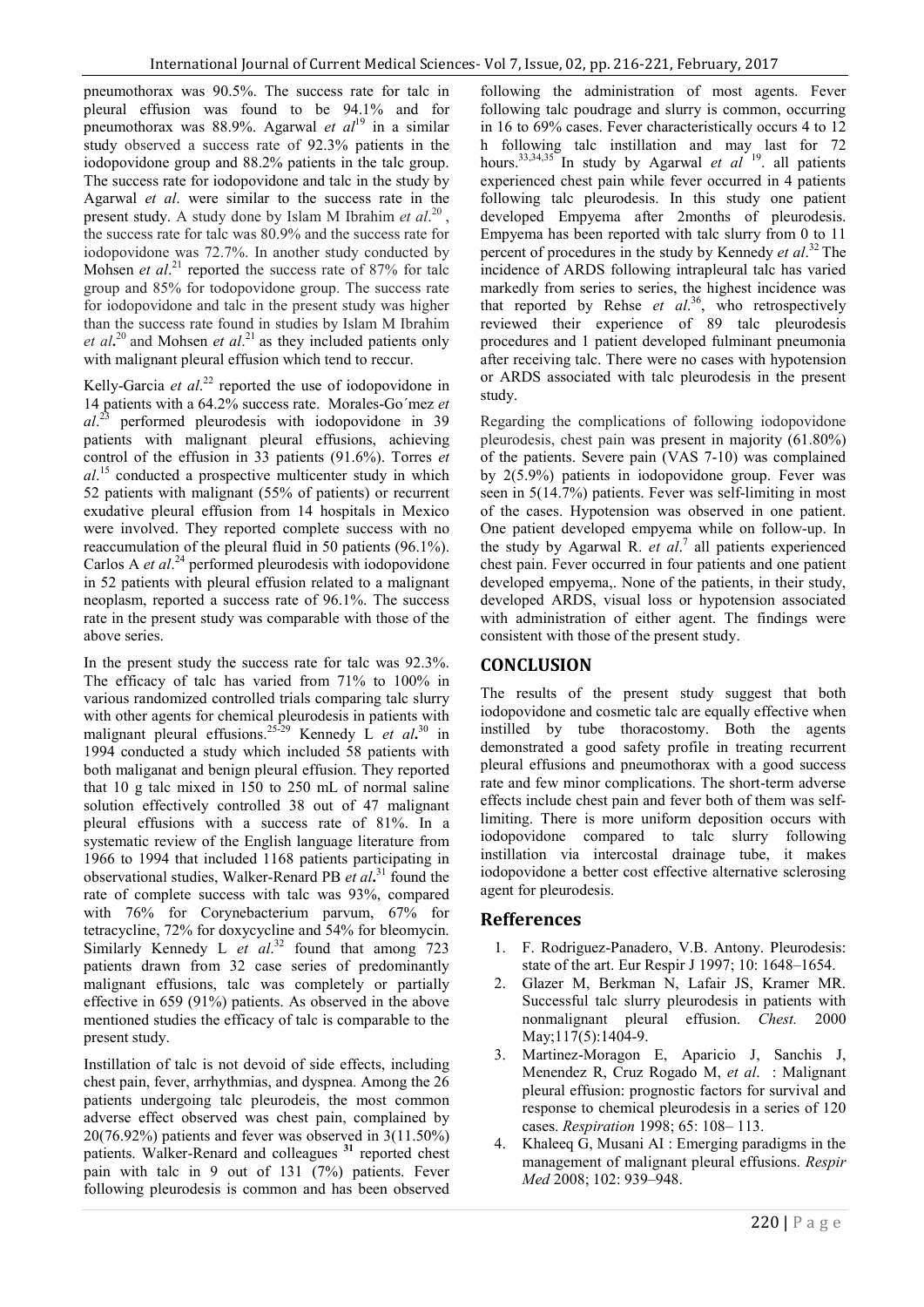pneumothorax was 90.5%. The success rate for talc in pleural effusion was found to be 94.1% and for pneumothorax was 88.9%. Agarwal *et al*[19] in a similar study observed a success rate of 92.3% patients in the iodopovidone group and 88.2% patients in the talc group. The success rate for iodopovidone and talc in the study by Agarwal *et al*. were similar to the success rate in the present study. A study done by Islam M Ibrahim *et al*.[20], the success rate for talc was 80.9% and the success rate for iodopovidone was 72.7%. In another study conducted by Mohsen *et al*.[21] reported the success rate of 87% for talc group and 85% for todopovidone group. The success rate for iodopovidone and talc in the present study was higher than the success rate found in studies by Islam M Ibrahim *et al***.**[20] and Mohsen *et al*.[21] as they included patients only with malignant pleural effusion which tend to reccur.

Kelly-Garcia *et al*.[22] reported the use of iodopovidone in 14 patients with a 64.2% success rate. Morales-Go´mez *et al*.[23] performed pleurodesis with iodopovidone in 39 patients with malignant pleural effusions, achieving control of the effusion in 33 patients (91.6%). Torres *et al*.[15] conducted a prospective multicenter study in which 52 patients with malignant (55% of patients) or recurrent exudative pleural effusion from 14 hospitals in Mexico were involved. They reported complete success with no reaccumulation of the pleural fluid in 50 patients (96.1%). Carlos A *et al*.[24] performed pleurodesis with iodopovidone in 52 patients with pleural effusion related to a malignant neoplasm, reported a success rate of 96.1%. The success rate in the present study was comparable with those of the above series.

In the present study the success rate for talc was 92.3%. The efficacy of talc has varied from 71% to 100% in various randomized controlled trials comparing talc slurry with other agents for chemical pleurodesis in patients with malignant pleural effusions.[25-29] Kennedy L *et al***.**[30] in 1994 conducted a study which included 58 patients with both maliganat and benign pleural effusion. They reported that 10 g talc mixed in 150 to 250 mL of normal saline solution effectively controlled 38 out of 47 malignant pleural effusions with a success rate of 81%. In a systematic review of the English language literature from 1966 to 1994 that included 1168 patients participating in observational studies, Walker-Renard PB *et al***.**[31] found the rate of complete success with talc was 93%, compared with 76% for Corynebacterium parvum, 67% for tetracycline, 72% for doxycycline and 54% for bleomycin. Similarly Kennedy L *et al*.[32] found that among 723 patients drawn from 32 case series of predominantly malignant effusions, talc was completely or partially effective in 659 (91%) patients. As observed in the above mentioned studies the efficacy of talc is comparable to the present study.

Instillation of talc is not devoid of side effects, including chest pain, fever, arrhythmias, and dyspnea. Among the 26 patients undergoing talc pleurodeis, the most common adverse effect observed was chest pain, complained by 20(76.92%) patients and fever was observed in 3(11.50%) patients. Walker-Renard and colleagues **[31]** reported chest pain with talc in 9 out of 131 (7%) patients. Fever following pleurodesis is common and has been observed following the administration of most agents. Fever following talc poudrage and slurry is common, occurring in 16 to 69% cases. Fever characteristically occurs 4 to 12 h following talc instillation and may last for 72 hours.[33,34,35] In study by Agarwal *et al* [19]. all patients experienced chest pain while fever occurred in 4 patients following talc pleurodesis. In this study one patient developed Empyema after 2months of pleurodesis. Empyema has been reported with talc slurry from 0 to 11 percent of procedures in the study by Kennedy *et al*.[32] The incidence of ARDS following intrapleural talc has varied markedly from series to series, the highest incidence was that reported by Rehse *et al*.[36], who retrospectively reviewed their experience of 89 talc pleurodesis procedures and 1 patient developed fulminant pneumonia after receiving talc. There were no cases with hypotension or ARDS associated with talc pleurodesis in the present study.

Regarding the complications of following iodopovidone pleurodesis, chest pain was present in majority (61.80%) of the patients. Severe pain (VAS 7-10) was complained by 2(5.9%) patients in iodopovidone group. Fever was seen in 5(14.7%) patients. Fever was self-limiting in most of the cases. Hypotension was observed in one patient. One patient developed empyema while on follow-up. In the study by Agarwal R. *et al*.[7] all patients experienced chest pain. Fever occurred in four patients and one patient developed empyema,. None of the patients, in their study, developed ARDS, visual loss or hypotension associated with administration of either agent. The findings were consistent with those of the present study.

## CONCLUSION

The results of the present study suggest that both iodopovidone and cosmetic talc are equally effective when instilled by tube thoracostomy. Both the agents demonstrated a good safety profile in treating recurrent pleural effusions and pneumothorax with a good success rate and few minor complications. The short-term adverse effects include chest pain and fever both of them was self-limiting. There is more uniform deposition occurs with iodopovidone compared to talc slurry following instillation via intercostal drainage tube, it makes iodopovidone a better cost effective alternative sclerosing agent for pleurodesis.

## Refferences

1. F. Rodriguez-Panadero, V.B. Antony. Pleurodesis: state of the art. Eur Respir J 1997; 10: 1648–1654.
2. Glazer M, Berkman N, Lafair JS, Kramer MR. Successful talc slurry pleurodesis in patients with nonmalignant pleural effusion. *Chest.* 2000 May;117(5):1404-9.
3. Martinez-Moragon E, Aparicio J, Sanchis J, Menendez R, Cruz Rogado M, *et al*. : Malignant pleural effusion: prognostic factors for survival and response to chemical pleurodesis in a series of 120 cases. *Respiration* 1998; 65: 108– 113.
4. Khaleeq G, Musani AI : Emerging paradigms in the management of malignant pleural effusions. *Respir Med* 2008; 102: 939–948.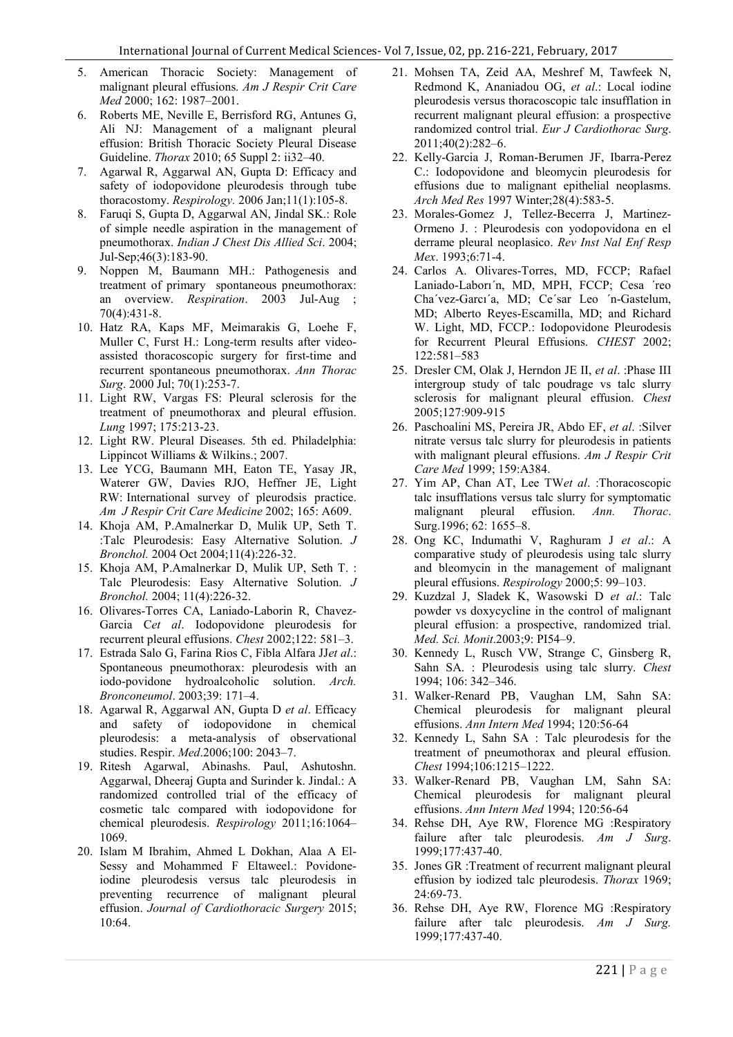5. American Thoracic Society: Management of malignant pleural effusions. *Am J Respir Crit Care Med* 2000; 162: 1987–2001.
6. Roberts ME, Neville E, Berrisford RG, Antunes G, Ali NJ: Management of a malignant pleural effusion: British Thoracic Society Pleural Disease Guideline. *Thorax* 2010; 65 Suppl 2: ii32–40.
7. Agarwal R, Aggarwal AN, Gupta D: Efficacy and safety of iodopovidone pleurodesis through tube thoracostomy. *Respirology.* 2006 Jan;11(1):105-8.
8. Faruqi S, Gupta D, Aggarwal AN, Jindal SK.: Role of simple needle aspiration in the management of pneumothorax. *Indian J Chest Dis Allied Sci*. 2004; Jul-Sep;46(3):183-90.
9. Noppen M, Baumann MH.: Pathogenesis and treatment of primary spontaneous pneumothorax: an overview. *Respiration*. 2003 Jul-Aug ; 70(4):431-8.
10. Hatz RA, Kaps MF, Meimarakis G, Loehe F, Muller C, Furst H.: Long-term results after video-assisted thoracoscopic surgery for first-time and recurrent spontaneous pneumothorax. *Ann Thorac Surg*. 2000 Jul; 70(1):253-7.
11. Light RW, Vargas FS: Pleural sclerosis for the treatment of pneumothorax and pleural effusion. *Lung* 1997; 175:213-23.
12. Light RW. Pleural Diseases. 5th ed. Philadelphia: Lippincot Williams & Wilkins.; 2007.
13. Lee YCG, Baumann MH, Eaton TE, Yasay JR, Waterer GW, Davies RJO, Heffner JE, Light RW: International survey of pleurodsis practice. *Am J Respir Crit Care Medicine* 2002; 165: A609.
14. Khoja AM, P.Amalnerkar D, Mulik UP, Seth T. :Talc Pleurodesis: Easy Alternative Solution. *J Bronchol.* 2004 Oct 2004;11(4):226-32.
15. Khoja AM, P.Amalnerkar D, Mulik UP, Seth T. : Talc Pleurodesis: Easy Alternative Solution. *J Bronchol.* 2004; 11(4):226-32.
16. Olivares-Torres CA, Laniado-Laborin R, Chavez-Garcia C*et al*. Iodopovidone pleurodesis for recurrent pleural effusions. *Chest* 2002;122: 581–3.
17. Estrada Salo G, Farina Rios C, Fibla Alfara JJ*et al*.: Spontaneous pneumothorax: pleurodesis with an iodo-povidone hydroalcoholic solution. *Arch. Bronconeumol*. 2003;39: 171–4.
18. Agarwal R, Aggarwal AN, Gupta D *et al*. Efficacy and safety of iodopovidone in chemical pleurodesis: a meta-analysis of observational studies. Respir. *Med*.2006;100: 2043–7.
19. Ritesh Agarwal, Abinashs. Paul, Ashutoshn. Aggarwal, Dheeraj Gupta and Surinder k. Jindal.: A randomized controlled trial of the efficacy of cosmetic talc compared with iodopovidone for chemical pleurodesis. *Respirology* 2011;16:1064–1069.
20. Islam M Ibrahim, Ahmed L Dokhan, Alaa A El-Sessy and Mohammed F Eltaweel.: Povidone-iodine pleurodesis versus talc pleurodesis in preventing recurrence of malignant pleural effusion. *Journal of Cardiothoracic Surgery* 2015; 10:64.
21. Mohsen TA, Zeid AA, Meshref M, Tawfeek N, Redmond K, Ananiadou OG, *et al*.: Local iodine pleurodesis versus thoracoscopic talc insufflation in recurrent malignant pleural effusion: a prospective randomized control trial. *Eur J Cardiothorac Surg*. 2011;40(2):282–6.
22. Kelly-Garcia J, Roman-Berumen JF, Ibarra-Perez C.: Iodopovidone and bleomycin pleurodesis for effusions due to malignant epithelial neoplasms. *Arch Med Res* 1997 Winter;28(4):583-5.
23. Morales-Gomez J, Tellez-Becerra J, Martinez-Ormeno J. : Pleurodesis con yodopovidona en el derrame pleural neoplasico. *Rev Inst Nal Enf Resp Mex*. 1993;6:71-4.
24. Carlos A. Olivares-Torres, MD, FCCP; Rafael Laniado-Laborı´n, MD, MPH, FCCP; Cesa ´reo Cha´vez-Garcı´a, MD; Ce´sar Leo ´n-Gastelum, MD; Alberto Reyes-Escamilla, MD; and Richard W. Light, MD, FCCP.: Iodopovidone Pleurodesis for Recurrent Pleural Effusions. *CHEST* 2002; 122:581–583
25. Dresler CM, Olak J, Herndon JE II, *et al*. :Phase III intergroup study of talc poudrage vs talc slurry sclerosis for malignant pleural effusion. *Chest* 2005;127:909-915
26. Paschoalini MS, Pereira JR, Abdo EF, *et al*. :Silver nitrate versus talc slurry for pleurodesis in patients with malignant pleural effusions. *Am J Respir Crit Care Med* 1999; 159:A384.
27. Yim AP, Chan AT, Lee TW*et al*. :Thoracoscopic talc insufflations versus talc slurry for symptomatic malignant pleural effusion. *Ann. Thorac*. Surg.1996; 62: 1655–8.
28. Ong KC, Indumathi V, Raghuram J *et al*.: A comparative study of pleurodesis using talc slurry and bleomycin in the management of malignant pleural effusions. *Respirology* 2000;5: 99–103.
29. Kuzdzal J, Sladek K, Wasowski D *et al*.: Talc powder vs doxycycline in the control of malignant pleural effusion: a prospective, randomized trial. *Med. Sci. Monit*.2003;9: PI54–9.
30. Kennedy L, Rusch VW, Strange C, Ginsberg R, Sahn SA. : Pleurodesis using talc slurry. *Chest* 1994; 106: 342–346.
31. Walker-Renard PB, Vaughan LM, Sahn SA: Chemical pleurodesis for malignant pleural effusions. *Ann Intern Med* 1994; 120:56-64
32. Kennedy L, Sahn SA : Talc pleurodesis for the treatment of pneumothorax and pleural effusion. *Chest* 1994;106:1215–1222.
33. Walker-Renard PB, Vaughan LM, Sahn SA: Chemical pleurodesis for malignant pleural effusions. *Ann Intern Med* 1994; 120:56-64
34. Rehse DH, Aye RW, Florence MG :Respiratory failure after talc pleurodesis. *Am J Surg*. 1999;177:437-40.
35. Jones GR :Treatment of recurrent malignant pleural effusion by iodized talc pleurodesis. *Thorax* 1969; 24:69-73.
36. Rehse DH, Aye RW, Florence MG :Respiratory failure after talc pleurodesis. *Am J Surg.* 1999;177:437-40.